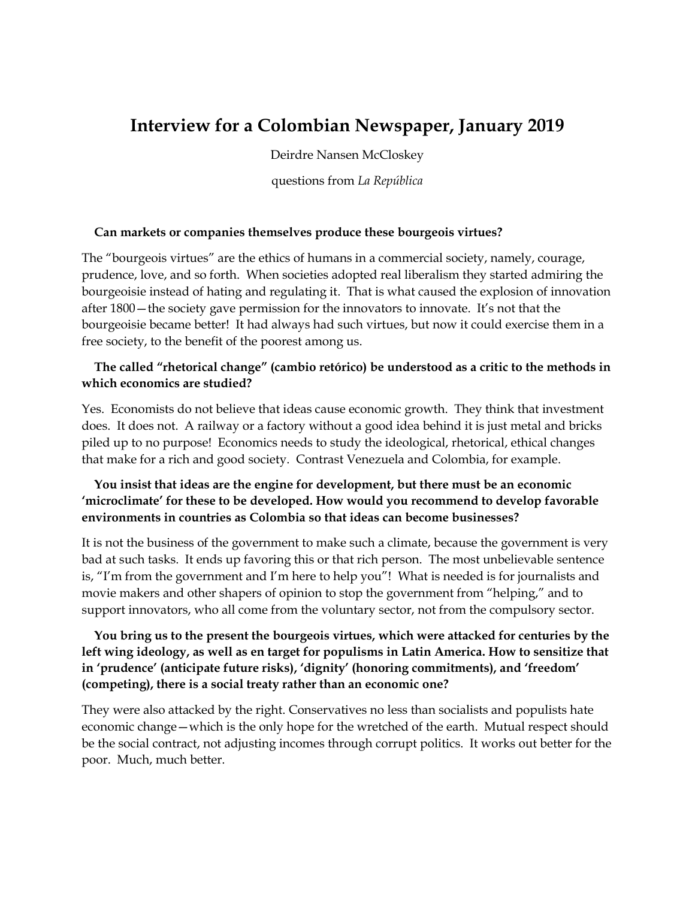# Interview for a Colombian Newspaper, January 2019

Deirdre Nansen McCloskey

questions from *La República*

**Can markets or companies themselves produce these bourgeois virtues?**

The "bourgeois virtues" are the ethics of humans in a commercial society, namely, courage, prudence, love, and so forth. When societies adopted real liberalism they started admiring the bourgeoisie instead of hating and regulating it. That is what caused the explosion of innovation after 1800—the society gave permission for the innovators to innovate. It's not that the bourgeoisie became better! It had always had such virtues, but now it could exercise them in a free society, to the benefit of the poorest among us.

**The called "rhetorical change" (cambio retórico) be understood as a critic to the methods in which economics are studied?**

Yes. Economists do not believe that ideas cause economic growth. They think that investment does. It does not. A railway or a factory without a good idea behind it is just metal and bricks piled up to no purpose! Economics needs to study the ideological, rhetorical, ethical changes that make for a rich and good society. Contrast Venezuela and Colombia, for example.

**You insist that ideas are the engine for development, but there must be an economic 'microclimate' for these to be developed. How would you recommend to develop favorable environments in countries as Colombia so that ideas can become businesses?**

It is not the business of the government to make such a climate, because the government is very bad at such tasks. It ends up favoring this or that rich person. The most unbelievable sentence is, "I'm from the government and I'm here to help you"! What is needed is for journalists and movie makers and other shapers of opinion to stop the government from "helping," and to support innovators, who all come from the voluntary sector, not from the compulsory sector.

**You bring us to the present the bourgeois virtues, which were attacked for centuries by the left wing ideology, as well as en target for populisms in Latin America. How to sensitize that in 'prudence' (anticipate future risks), 'dignity' (honoring commitments), and 'freedom' (competing), there is a social treaty rather than an economic one?**

They were also attacked by the right. Conservatives no less than socialists and populists hate economic change—which is the only hope for the wretched of the earth. Mutual respect should be the social contract, not adjusting incomes through corrupt politics. It works out better for the poor. Much, much better.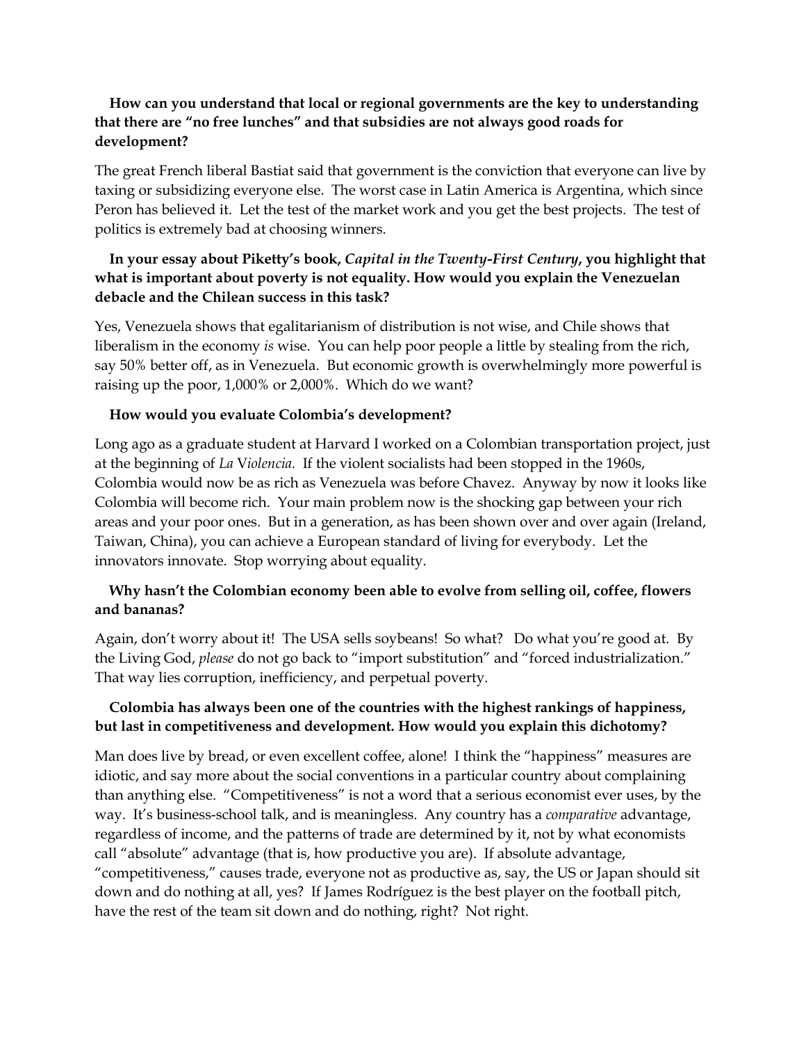**How can you understand that local or regional governments are the key to understanding that there are "no free lunches" and that subsidies are not always good roads for development?**

The great French liberal Bastiat said that government is the conviction that everyone can live by taxing or subsidizing everyone else. The worst case in Latin America is Argentina, which since Peron has believed it. Let the test of the market work and you get the best projects. The test of politics is extremely bad at choosing winners.

**In your essay about Piketty's book, *Capital in the Twenty-First Century*, you highlight that what is important about poverty is not equality. How would you explain the Venezuelan debacle and the Chilean success in this task?**

Yes, Venezuela shows that egalitarianism of distribution is not wise, and Chile shows that liberalism in the economy *is* wise. You can help poor people a little by stealing from the rich, say 50% better off, as in Venezuela. But economic growth is overwhelmingly more powerful is raising up the poor, 1,000% or 2,000%. Which do we want?

**How would you evaluate Colombia's development?**

Long ago as a graduate student at Harvard I worked on a Colombian transportation project, just at the beginning of *La Violencia.* If the violent socialists had been stopped in the 1960s, Colombia would now be as rich as Venezuela was before Chavez. Anyway by now it looks like Colombia will become rich. Your main problem now is the shocking gap between your rich areas and your poor ones. But in a generation, as has been shown over and over again (Ireland, Taiwan, China), you can achieve a European standard of living for everybody. Let the innovators innovate. Stop worrying about equality.

**Why hasn't the Colombian economy been able to evolve from selling oil, coffee, flowers and bananas?**

Again, don't worry about it! The USA sells soybeans! So what? Do what you're good at. By the Living God, *please* do not go back to "import substitution" and "forced industrialization." That way lies corruption, inefficiency, and perpetual poverty.

**Colombia has always been one of the countries with the highest rankings of happiness, but last in competitiveness and development. How would you explain this dichotomy?**

Man does live by bread, or even excellent coffee, alone! I think the "happiness" measures are idiotic, and say more about the social conventions in a particular country about complaining than anything else. "Competitiveness" is not a word that a serious economist ever uses, by the way. It's business-school talk, and is meaningless. Any country has a *comparative* advantage, regardless of income, and the patterns of trade are determined by it, not by what economists call "absolute" advantage (that is, how productive you are). If absolute advantage, "competitiveness," causes trade, everyone not as productive as, say, the US or Japan should sit down and do nothing at all, yes? If James Rodríguez is the best player on the football pitch, have the rest of the team sit down and do nothing, right? Not right.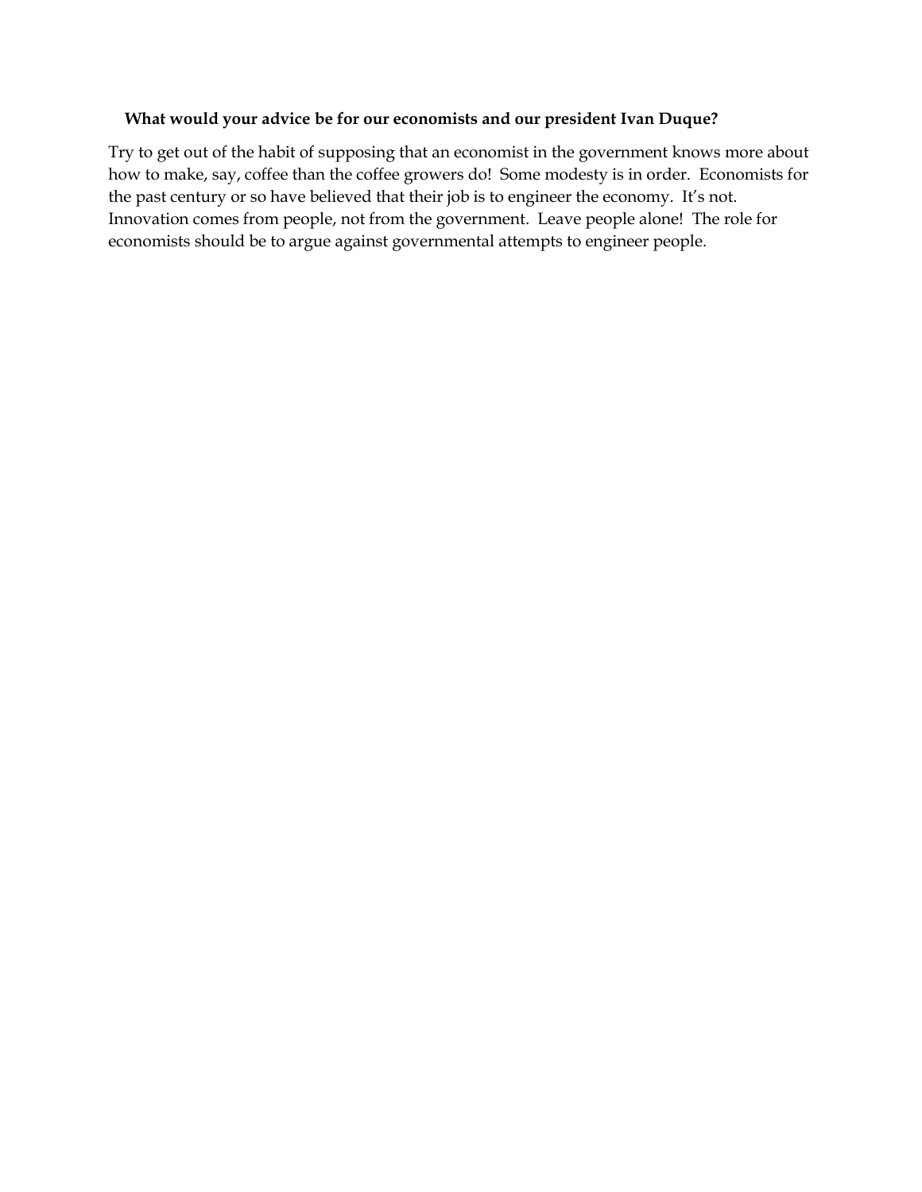**What would your advice be for our economists and our president Ivan Duque?**

Try to get out of the habit of supposing that an economist in the government knows more about how to make, say, coffee than the coffee growers do! Some modesty is in order. Economists for the past century or so have believed that their job is to engineer the economy. It's not. Innovation comes from people, not from the government. Leave people alone! The role for economists should be to argue against governmental attempts to engineer people.